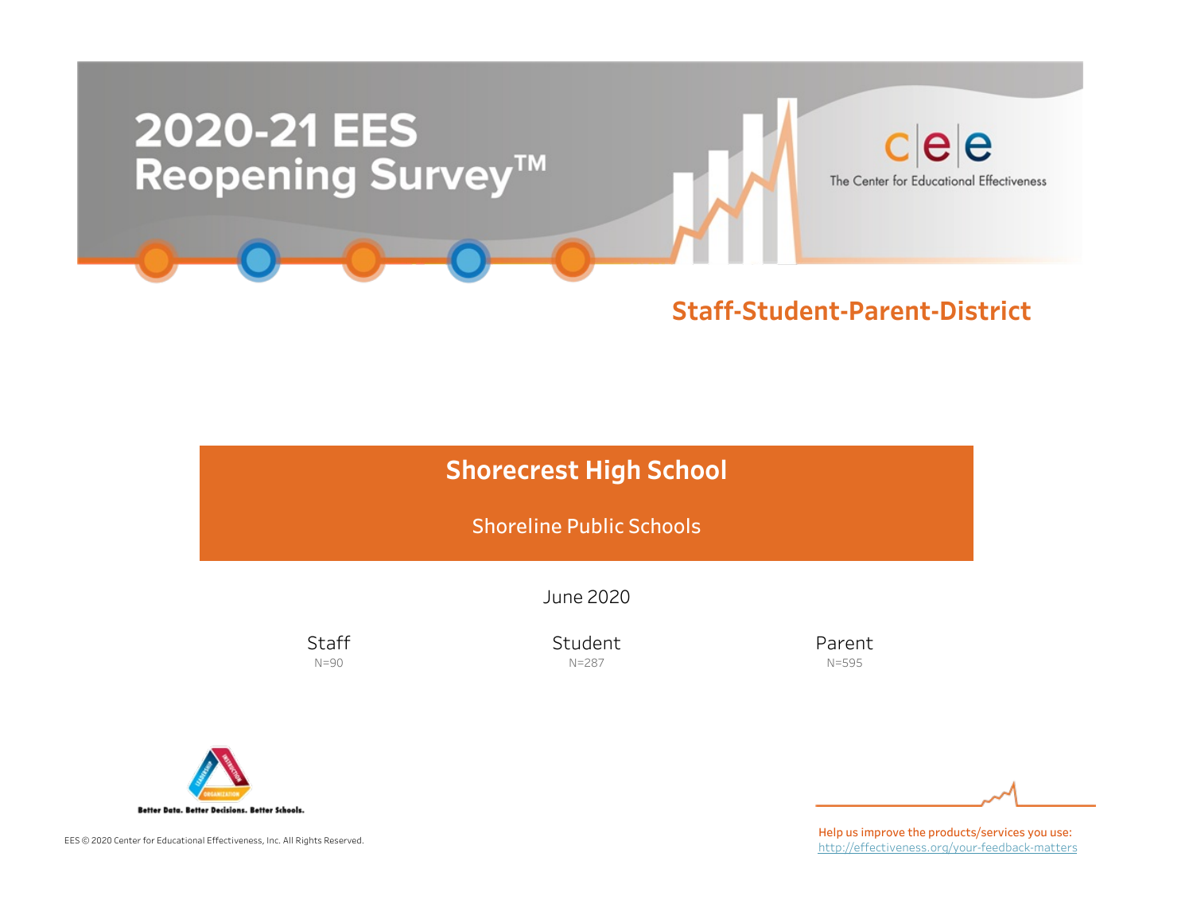# 2020-21 EES Reopening Survey™

The Center for Educational Effectiveness

## Staff-Student-Parent-District

## Shorecrest High School

Shoreline Public Schools

June 2020

| Staff | Student | Parent |
|---|---|---|
| N=90 | N=287 | N=595 |

Better Data. Better Decisions. Better Schools.

EES © 2020 Center for Educational Effectiveness, Inc. All Rights Reserved.

Help us improve the products/services you use:
http://effectiveness.org/your-feedback-matters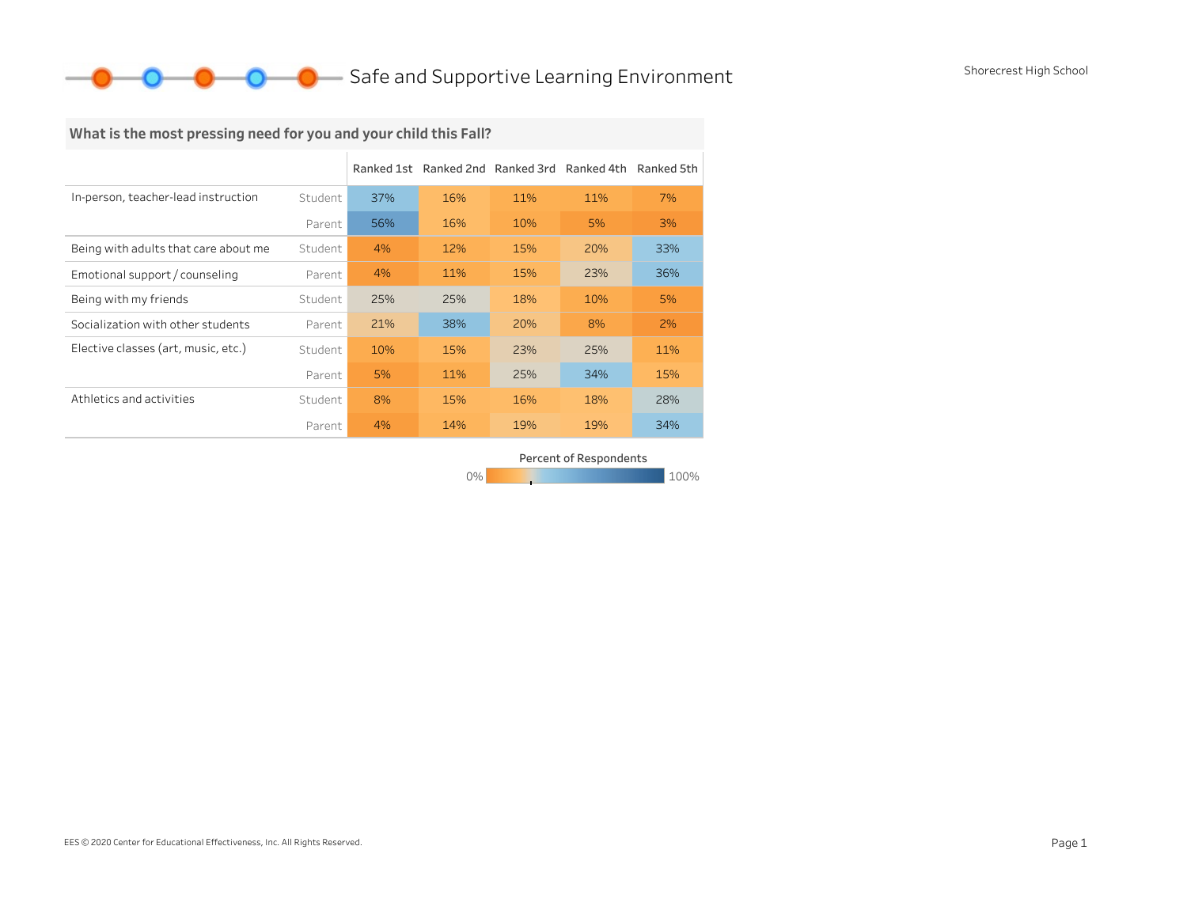# Safe and Supportive Learning Environment

Shorecrest High School

## What is the most pressing need for you and your child this Fall?

| | | Ranked 1st | Ranked 2nd | Ranked 3rd | Ranked 4th | Ranked 5th |
|---|---|---|---|---|---|---|
| In-person, teacher-lead instruction | Student | 37% | 16% | 11% | 11% | 7% |
| | Parent | 56% | 16% | 10% | 5% | 3% |
| Being with adults that care about me | Student | 4% | 12% | 15% | 20% | 33% |
| Emotional support / counseling | Parent | 4% | 11% | 15% | 23% | 36% |
| Being with my friends | Student | 25% | 25% | 18% | 10% | 5% |
| Socialization with other students | Parent | 21% | 38% | 20% | 8% | 2% |
| Elective classes (art, music, etc.) | Student | 10% | 15% | 23% | 25% | 11% |
| | Parent | 5% | 11% | 25% | 34% | 15% |
| Athletics and activities | Student | 8% | 15% | 16% | 18% | 28% |
| | Parent | 4% | 14% | 19% | 19% | 34% |

Percent of Respondents

0% – 100%

EES © 2020 Center for Educational Effectiveness, Inc. All Rights Reserved.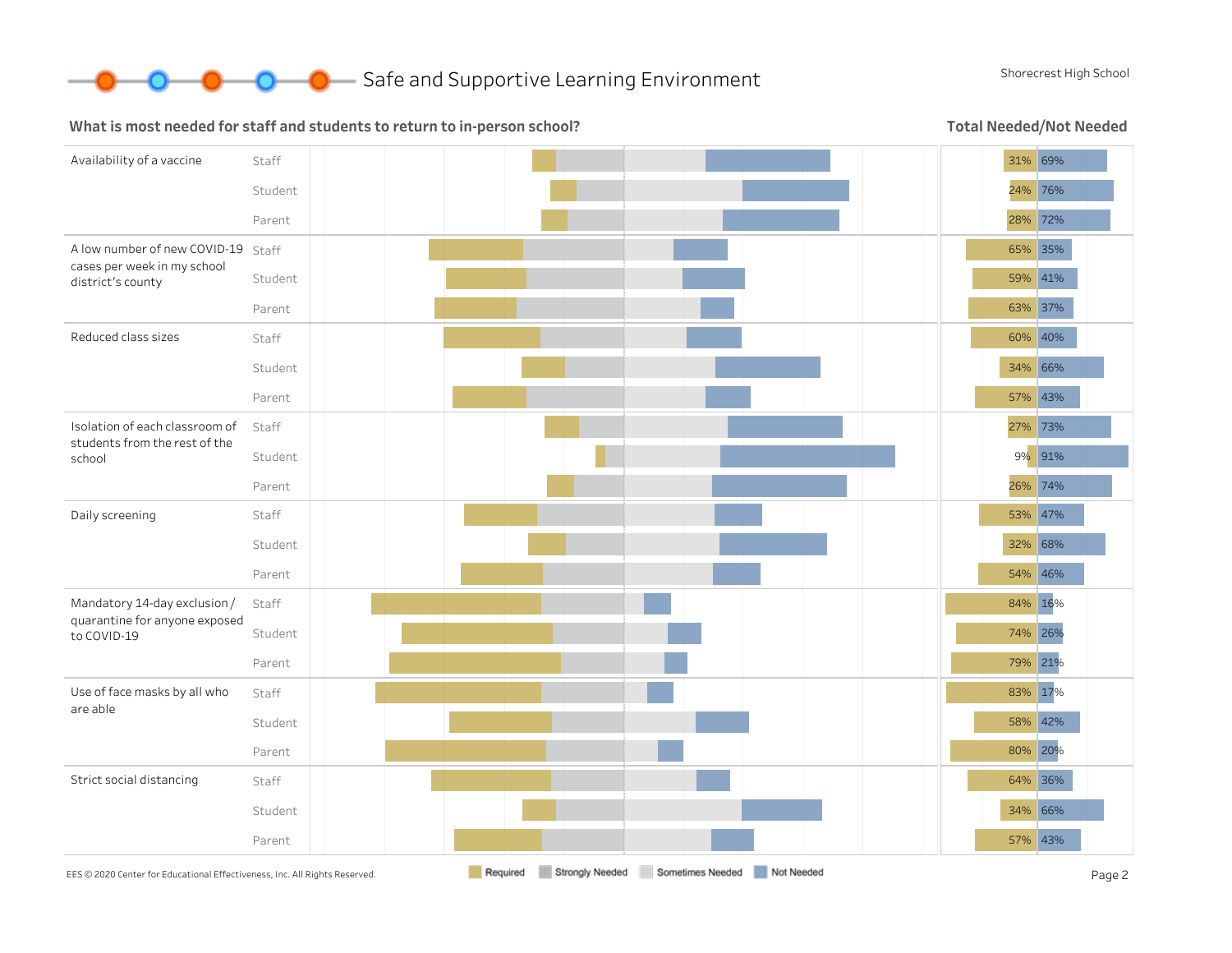# Safe and Supportive Learning Environment

Shorecrest High School

## What is most needed for staff and students to return to in-person school?

**Total Needed/Not Needed**

| Item | Group | Total Needed | Not Needed |
|---|---|---|---|
| Availability of a vaccine | Staff | 31% | 69% |
| | Student | 24% | 76% |
| | Parent | 28% | 72% |
| A low number of new COVID-19 cases per week in my school district's county | Staff | 65% | 35% |
| | Student | 59% | 41% |
| | Parent | 63% | 37% |
| Reduced class sizes | Staff | 60% | 40% |
| | Student | 34% | 66% |
| | Parent | 57% | 43% |
| Isolation of each classroom of students from the rest of the school | Staff | 27% | 73% |
| | Student | 9% | 91% |
| | Parent | 26% | 74% |
| Daily screening | Staff | 53% | 47% |
| | Student | 32% | 68% |
| | Parent | 54% | 46% |
| Mandatory 14-day exclusion / quarantine for anyone exposed to COVID-19 | Staff | 84% | 16% |
| | Student | 74% | 26% |
| | Parent | 79% | 21% |
| Use of face masks by all who are able | Staff | 83% | 17% |
| | Student | 58% | 42% |
| | Parent | 80% | 20% |
| Strict social distancing | Staff | 64% | 36% |
| | Student | 34% | 66% |
| | Parent | 57% | 43% |

Required | Strongly Needed | Sometimes Needed | Not Needed

EES © 2020 Center for Educational Effectiveness, Inc. All Rights Reserved.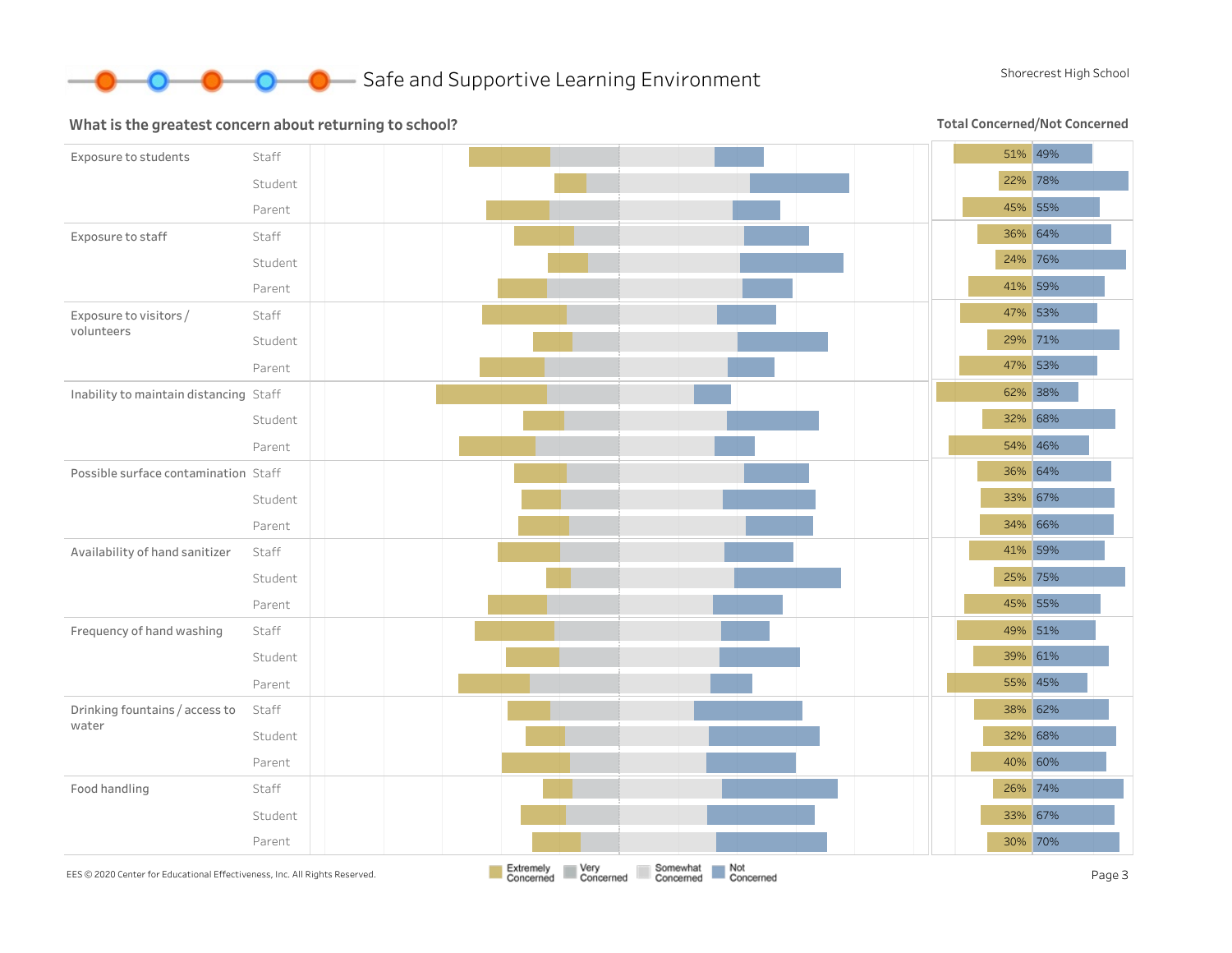## Safe and Supportive Learning Environment

Shorecrest High School

### What is the greatest concern about returning to school?

**Total Concerned/Not Concerned**

| Concern | Group | Concerned | Not Concerned |
|---|---|---|---|
| Exposure to students | Staff | 51% | 49% |
| | Student | 22% | 78% |
| | Parent | 45% | 55% |
| Exposure to staff | Staff | 36% | 64% |
| | Student | 24% | 76% |
| | Parent | 41% | 59% |
| Exposure to visitors / volunteers | Staff | 47% | 53% |
| | Student | 29% | 71% |
| | Parent | 47% | 53% |
| Inability to maintain distancing | Staff | 62% | 38% |
| | Student | 32% | 68% |
| | Parent | 54% | 46% |
| Possible surface contamination | Staff | 36% | 64% |
| | Student | 33% | 67% |
| | Parent | 34% | 66% |
| Availability of hand sanitizer | Staff | 41% | 59% |
| | Student | 25% | 75% |
| | Parent | 45% | 55% |
| Frequency of hand washing | Staff | 49% | 51% |
| | Student | 39% | 61% |
| | Parent | 55% | 45% |
| Drinking fountains / access to water | Staff | 38% | 62% |
| | Student | 32% | 68% |
| | Parent | 40% | 60% |
| Food handling | Staff | 26% | 74% |
| | Student | 33% | 67% |
| | Parent | 30% | 70% |

Extremely Concerned | Very Concerned | Somewhat Concerned | Not Concerned

EES © 2020 Center for Educational Effectiveness, Inc. All Rights Reserved.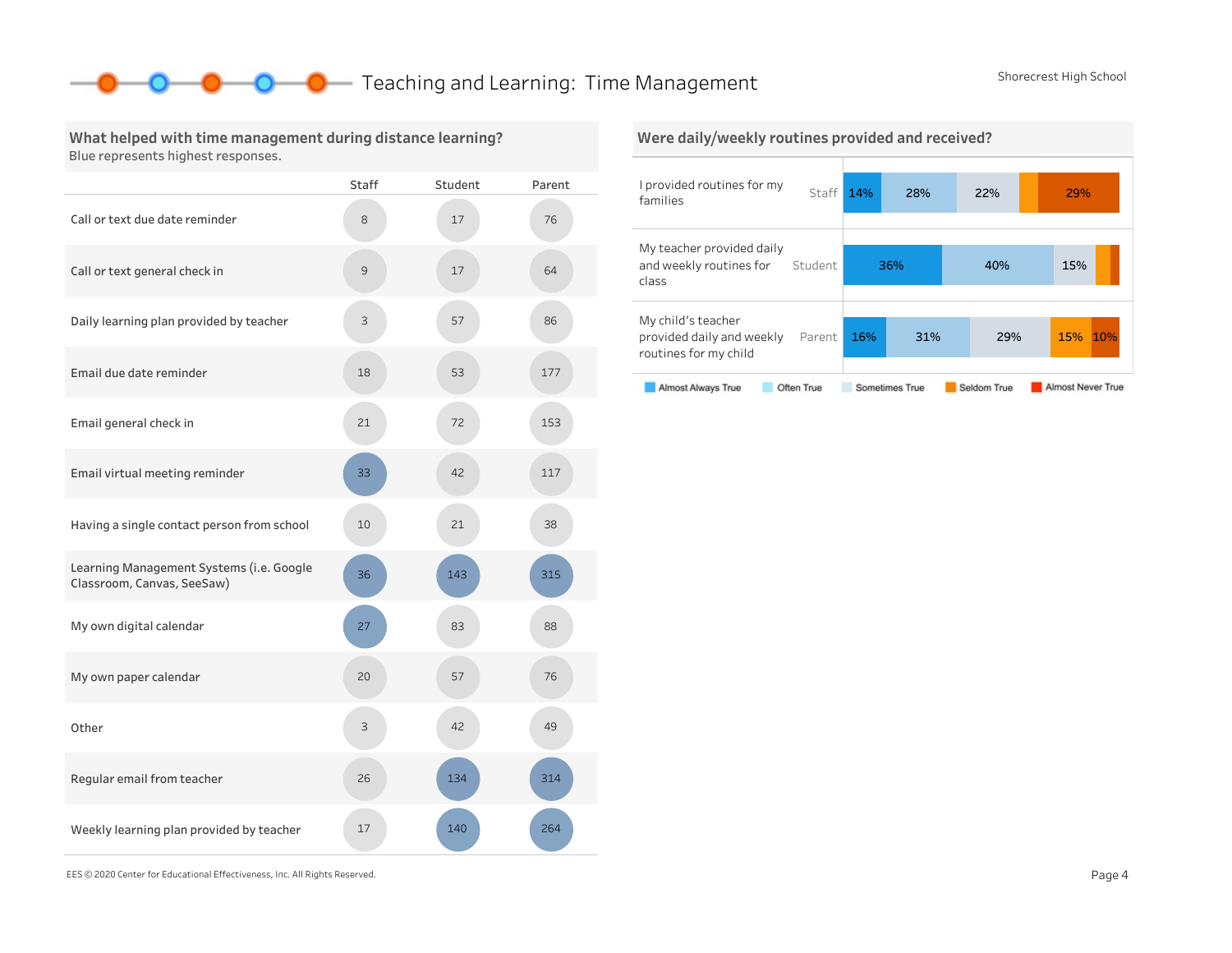# Teaching and Learning: Time Management

Shorecrest High School

## What helped with time management during distance learning?

Blue represents highest responses.

| | Staff | Student | Parent |
|---|---|---|---|
| Call or text due date reminder | 8 | 17 | 76 |
| Call or text general check in | 9 | 17 | 64 |
| Daily learning plan provided by teacher | 3 | 57 | 86 |
| Email due date reminder | 18 | 53 | 177 |
| Email general check in | 21 | 72 | 153 |
| Email virtual meeting reminder | **33** | 42 | 117 |
| Having a single contact person from school | 10 | 21 | 38 |
| Learning Management Systems (i.e. Google Classroom, Canvas, SeeSaw) | **36** | **143** | **315** |
| My own digital calendar | **27** | 83 | 88 |
| My own paper calendar | 20 | 57 | 76 |
| Other | 3 | 42 | 49 |
| Regular email from teacher | 26 | **134** | **314** |
| Weekly learning plan provided by teacher | 17 | **140** | **264** |

## Were daily/weekly routines provided and received?

| Statement | Group | Almost Always True | Often True | Sometimes True | Seldom True | Almost Never True |
|---|---|---|---|---|---|---|
| I provided routines for my families | Staff | 14% | 28% | 22% | | 29% |
| My teacher provided daily and weekly routines for class | Student | 36% | 40% | 15% | | |
| My child's teacher provided daily and weekly routines for my child | Parent | 16% | 31% | 29% | 15% | 10% |

EES © 2020 Center for Educational Effectiveness, Inc. All Rights Reserved.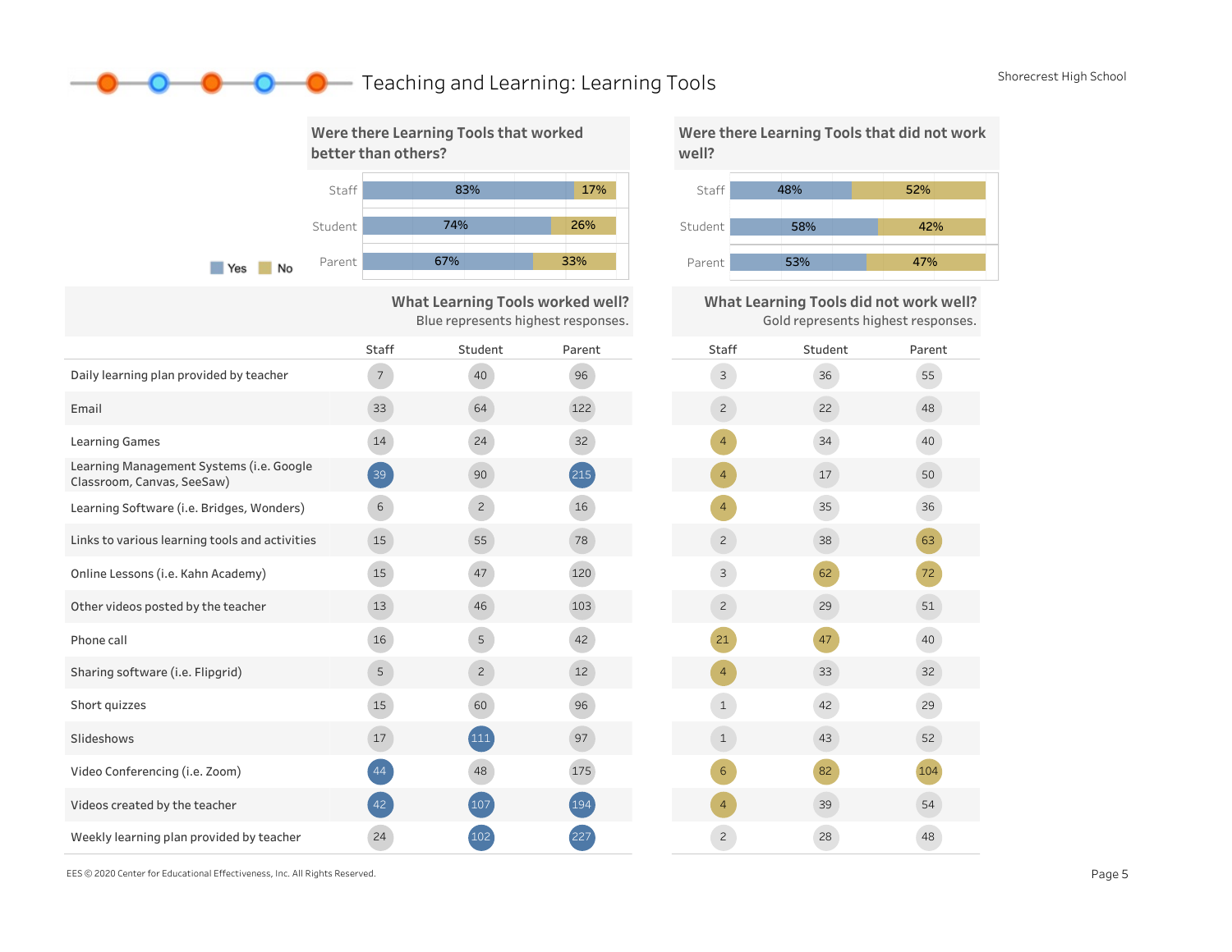# Teaching and Learning: Learning Tools

Shorecrest High School

## Were there Learning Tools that worked better than others?

| | Yes | No |
|---|---|---|
| Staff | 83% | 17% |
| Student | 74% | 26% |
| Parent | 67% | 33% |

## Were there Learning Tools that did not work well?

| | Yes | No |
|---|---|---|
| Staff | 48% | 52% |
| Student | 58% | 42% |
| Parent | 53% | 47% |

## What Learning Tools worked well? / What Learning Tools did not work well?

What Learning Tools worked well? Blue represents highest responses.

What Learning Tools did not work well? Gold represents highest responses.

| | Worked well: Staff | Worked well: Student | Worked well: Parent | Did not work well: Staff | Did not work well: Student | Did not work well: Parent |
|---|---|---|---|---|---|---|
| Daily learning plan provided by teacher | 7 | 40 | 96 | 3 | 36 | 55 |
| Email | 33 | 64 | 122 | 2 | 22 | 48 |
| Learning Games | 14 | 24 | 32 | 4 | 34 | 40 |
| Learning Management Systems (i.e. Google Classroom, Canvas, SeeSaw) | 39 | 90 | 215 | 4 | 17 | 50 |
| Learning Software (i.e. Bridges, Wonders) | 6 | 2 | 16 | 4 | 35 | 36 |
| Links to various learning tools and activities | 15 | 55 | 78 | 2 | 38 | 63 |
| Online Lessons (i.e. Kahn Academy) | 15 | 47 | 120 | 3 | 62 | 72 |
| Other videos posted by the teacher | 13 | 46 | 103 | 2 | 29 | 51 |
| Phone call | 16 | 5 | 42 | 21 | 47 | 40 |
| Sharing software (i.e. Flipgrid) | 5 | 2 | 12 | 4 | 33 | 32 |
| Short quizzes | 15 | 60 | 96 | 1 | 42 | 29 |
| Slideshows | 17 | 111 | 97 | 1 | 43 | 52 |
| Video Conferencing (i.e. Zoom) | 44 | 48 | 175 | 6 | 82 | 104 |
| Videos created by the teacher | 42 | 107 | 194 | 4 | 39 | 54 |
| Weekly learning plan provided by teacher | 24 | 102 | 227 | 2 | 28 | 48 |

EES © 2020 Center for Educational Effectiveness, Inc. All Rights Reserved.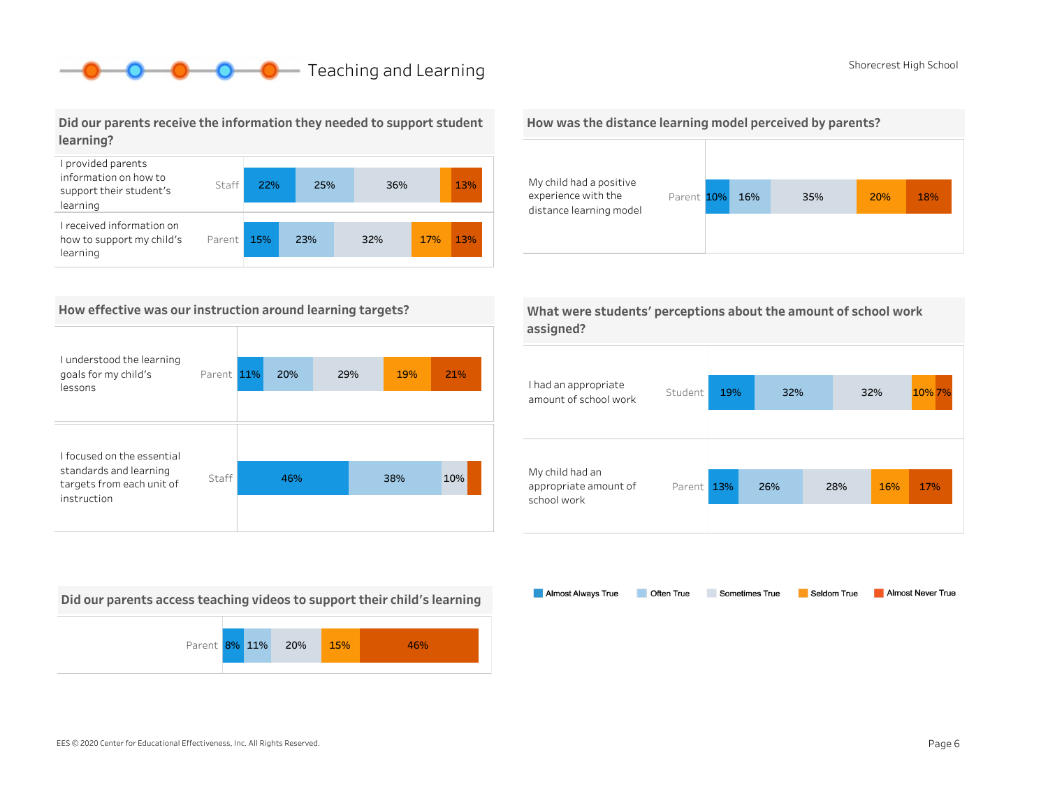# Teaching and Learning

Shorecrest High School

## Did our parents receive the information they needed to support student learning?

| Item | Respondent | Almost Always True | Often True | Sometimes True | Seldom True | Almost Never True |
|---|---|---|---|---|---|---|
| I provided parents information on how to support their student's learning | Staff | 22% | 25% | 36% | | 13% |
| I received information on how to support my child's learning | Parent | 15% | 23% | 32% | 17% | 13% |

## How was the distance learning model perceived by parents?

| Item | Respondent | Almost Always True | Often True | Sometimes True | Seldom True | Almost Never True |
|---|---|---|---|---|---|---|
| My child had a positive experience with the distance learning model | Parent | 10% | 16% | 35% | 20% | 18% |

## How effective was our instruction around learning targets?

| Item | Respondent | Almost Always True | Often True | Sometimes True | Seldom True | Almost Never True |
|---|---|---|---|---|---|---|
| I understood the learning goals for my child's lessons | Parent | 11% | 20% | 29% | 19% | 21% |
| I focused on the essential standards and learning targets from each unit of instruction | Staff | 46% | 38% | 10% | | |

## What were students' perceptions about the amount of school work assigned?

| Item | Respondent | Almost Always True | Often True | Sometimes True | Seldom True | Almost Never True |
|---|---|---|---|---|---|---|
| I had an appropriate amount of school work | Student | 19% | 32% | 32% | 10% | 7% |
| My child had an appropriate amount of school work | Parent | 13% | 26% | 28% | 16% | 17% |

## Did our parents access teaching videos to support their child's learning

| Respondent | Almost Always True | Often True | Sometimes True | Seldom True | Almost Never True |
|---|---|---|---|---|---|
| Parent | 8% | 11% | 20% | 15% | 46% |

Legend: Almost Always True, Often True, Sometimes True, Seldom True, Almost Never True

EES © 2020 Center for Educational Effectiveness, Inc. All Rights Reserved.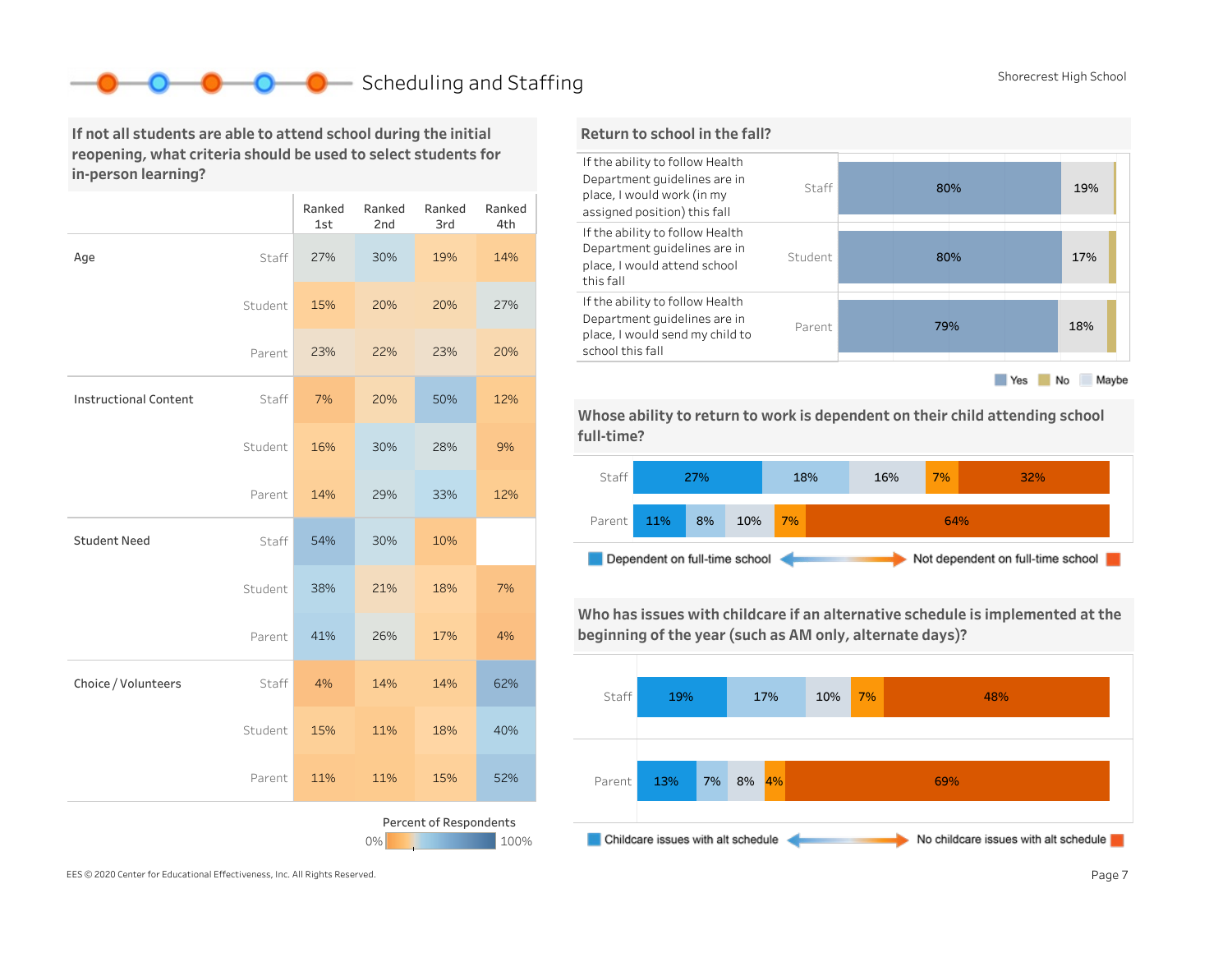# Scheduling and Staffing

Shorecrest High School

## If not all students are able to attend school during the initial reopening, what criteria should be used to select students for in-person learning?

| | | Ranked 1st | Ranked 2nd | Ranked 3rd | Ranked 4th |
|---|---|---|---|---|---|
| Age | Staff | 27% | 30% | 19% | 14% |
| | Student | 15% | 20% | 20% | 27% |
| | Parent | 23% | 22% | 23% | 20% |
| Instructional Content | Staff | 7% | 20% | 50% | 12% |
| | Student | 16% | 30% | 28% | 9% |
| | Parent | 14% | 29% | 33% | 12% |
| Student Need | Staff | 54% | 30% | 10% | |
| | Student | 38% | 21% | 18% | 7% |
| | Parent | 41% | 26% | 17% | 4% |
| Choice / Volunteers | Staff | 4% | 14% | 14% | 62% |
| | Student | 15% | 11% | 18% | 40% |
| | Parent | 11% | 11% | 15% | 52% |

Percent of Respondents: 0% – 100%

## Return to school in the fall?

| Question | Group | Yes | Maybe | No |
|---|---|---|---|---|
| If the ability to follow Health Department guidelines are in place, I would work (in my assigned position) this fall | Staff | 80% | 19% | |
| If the ability to follow Health Department guidelines are in place, I would attend school this fall | Student | 80% | 17% | |
| If the ability to follow Health Department guidelines are in place, I would send my child to school this fall | Parent | 79% | 18% | |

Yes | No | Maybe

## Whose ability to return to work is dependent on their child attending school full-time?

| | | | | | |
|---|---|---|---|---|---|
| Staff | 27% | 18% | 16% | 7% | 32% |
| Parent | 11% | 8% | 10% | 7% | 64% |

Dependent on full-time school ↔ Not dependent on full-time school

## Who has issues with childcare if an alternative schedule is implemented at the beginning of the year (such as AM only, alternate days)?

| | | | | | |
|---|---|---|---|---|---|
| Staff | 19% | 17% | 10% | 7% | 48% |
| Parent | 13% | 7% | 8% | 4% | 69% |

Childcare issues with alt schedule ↔ No childcare issues with alt schedule

EES © 2020 Center for Educational Effectiveness, Inc. All Rights Reserved.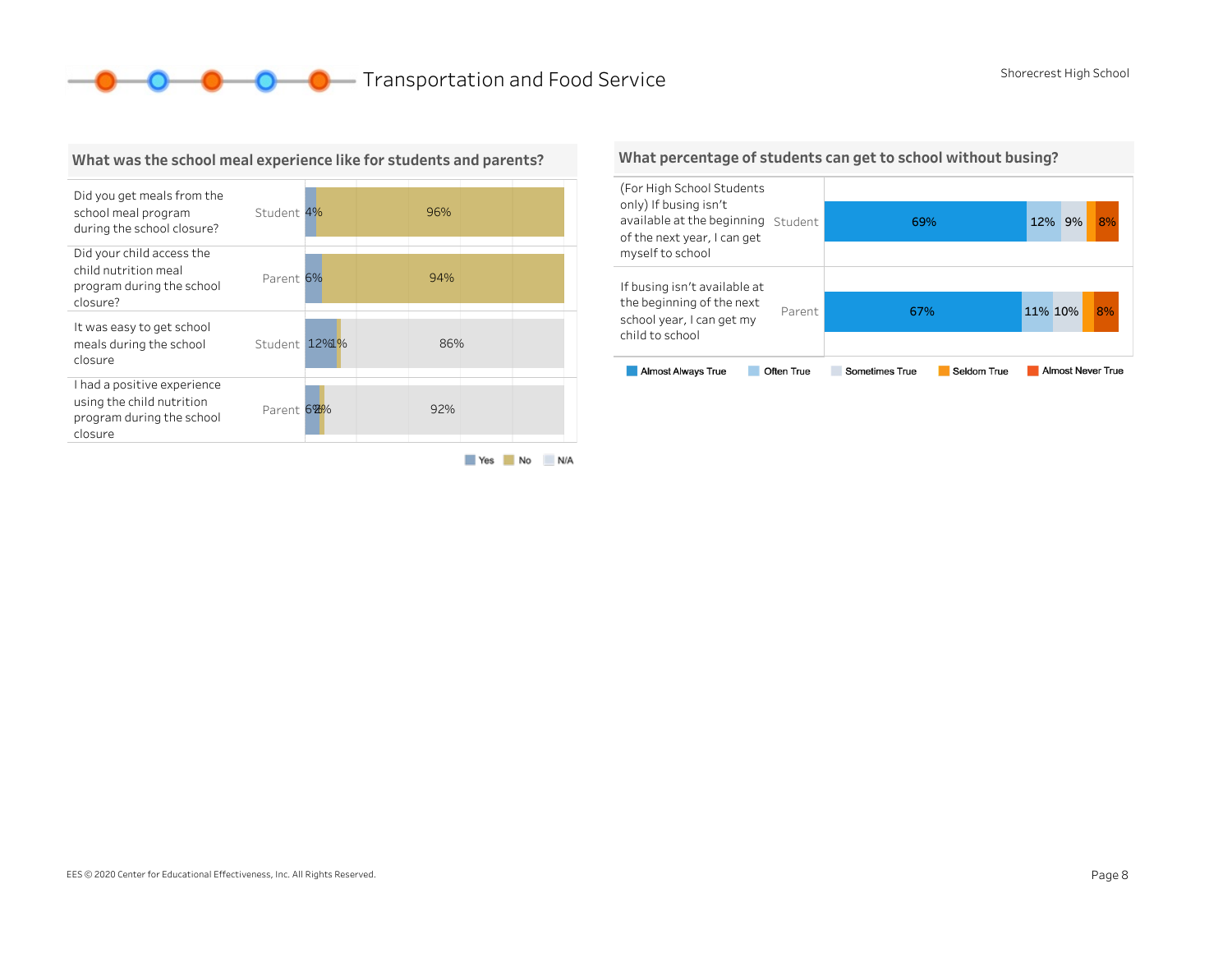# Transportation and Food Service

Shorecrest High School

## What was the school meal experience like for students and parents?

| Question | Respondent | Yes | No | N/A |
|---|---|---|---|---|
| Did you get meals from the school meal program during the school closure? | Student | 4% | 96% | |
| Did your child access the child nutrition meal program during the school closure? | Parent | 6% | 94% | |
| It was easy to get school meals during the school closure | Student | 12% | 1% | 86% |
| I had a positive experience using the child nutrition program during the school closure | Parent | 6% | 2% | 92% |

## What percentage of students can get to school without busing?

| Question | Respondent | Almost Always True | Often True | Sometimes True | Seldom True | Almost Never True |
|---|---|---|---|---|---|---|
| (For High School Students only) If busing isn't available at the beginning of the next year, I can get myself to school | Student | 69% | 12% | 9% | | 8% |
| If busing isn't available at the beginning of the next school year, I can get my child to school | Parent | 67% | 11% | 10% | | 8% |

EES © 2020 Center for Educational Effectiveness, Inc. All Rights Reserved.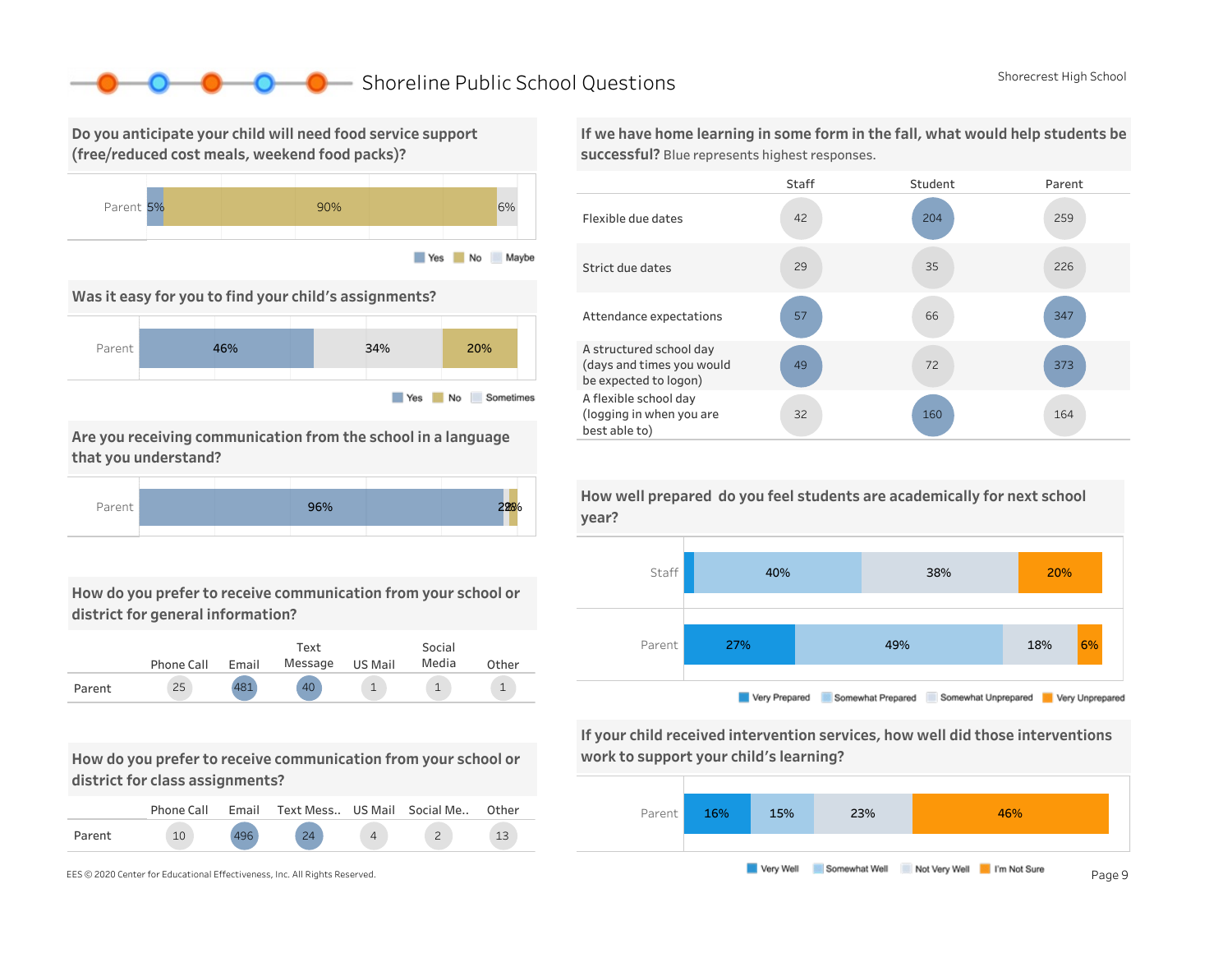# Shoreline Public School Questions

Shorecrest High School

## Do you anticipate your child will need food service support (free/reduced cost meals, weekend food packs)?

| | Yes | No | Maybe |
|---|---|---|---|
| Parent | 5% | 90% | 6% |

## Was it easy for you to find your child's assignments?

| | Yes | Sometimes | No |
|---|---|---|---|
| Parent | 46% | 34% | 20% |

## Are you receiving communication from the school in a language that you understand?

| | Yes | | |
|---|---|---|---|
| Parent | 96% | 2% | 2% |

## How do you prefer to receive communication from your school or district for general information?

| | Phone Call | Email | Text Message | US Mail | Social Media | Other |
|---|---|---|---|---|---|---|
| Parent | 25 | 481 | 40 | 1 | 1 | 1 |

## How do you prefer to receive communication from your school or district for class assignments?

| | Phone Call | Email | Text Mess.. | US Mail | Social Me.. | Other |
|---|---|---|---|---|---|---|
| Parent | 10 | 496 | 24 | 4 | 2 | 13 |

## If we have home learning in some form in the fall, what would help students be successful?

Blue represents highest responses.

| | Staff | Student | Parent |
|---|---|---|---|
| Flexible due dates | 42 | 204 | 259 |
| Strict due dates | 29 | 35 | 226 |
| Attendance expectations | 57 | 66 | 347 |
| A structured school day (days and times you would be expected to logon) | 49 | 72 | 373 |
| A flexible school day (logging in when you are best able to) | 32 | 160 | 164 |

## How well prepared do you feel students are academically for next school year?

| | Very Prepared | Somewhat Prepared | Somewhat Unprepared | Very Unprepared |
|---|---|---|---|---|
| Staff | | 40% | 38% | 20% |
| Parent | 27% | 49% | 18% | 6% |

## If your child received intervention services, how well did those interventions work to support your child's learning?

| | Very Well | Somewhat Well | Not Very Well | I'm Not Sure |
|---|---|---|---|---|
| Parent | 16% | 15% | 23% | 46% |

EES © 2020 Center for Educational Effectiveness, Inc. All Rights Reserved.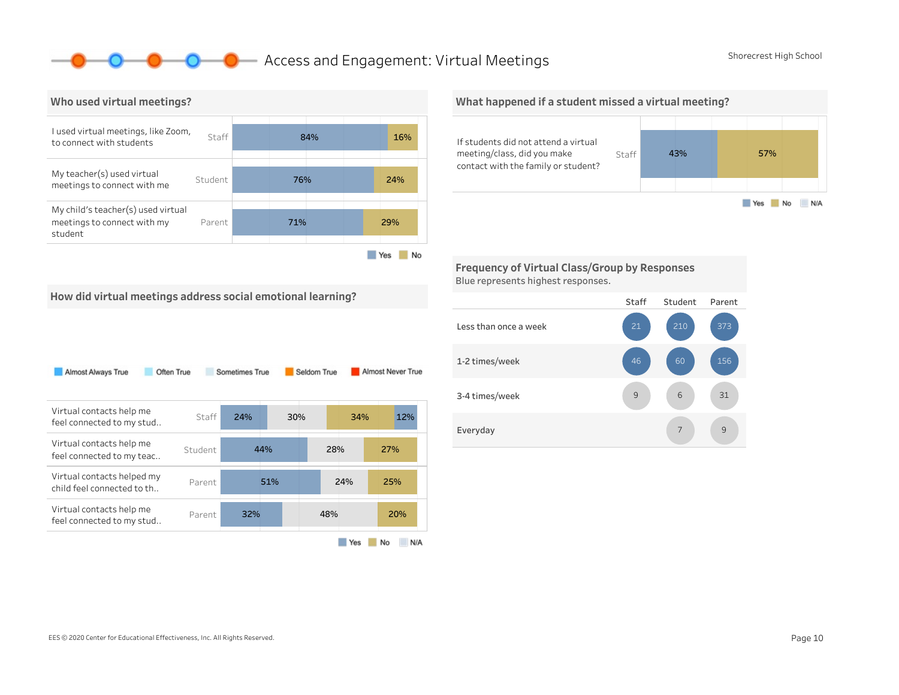# Access and Engagement: Virtual Meetings

Shorecrest High School

## Who used virtual meetings?

| Question | Group | Yes | No |
|---|---|---|---|
| I used virtual meetings, like Zoom, to connect with students | Staff | 84% | 16% |
| My teacher(s) used virtual meetings to connect with me | Student | 76% | 24% |
| My child's teacher(s) used virtual meetings to connect with my student | Parent | 71% | 29% |

## What happened if a student missed a virtual meeting?

| Question | Group | Yes | No |
|---|---|---|---|
| If students did not attend a virtual meeting/class, did you make contact with the family or student? | Staff | 43% | 57% |

Yes / No / N/A

## How did virtual meetings address social emotional learning?

Almost Always True / Often True / Sometimes True / Seldom True / Almost Never True

| Question | Group | Yes | N/A | No | |
|---|---|---|---|---|---|
| Virtual contacts help me feel connected to my stud.. | Staff | 24% | 30% | 34% | 12% |
| Virtual contacts help me feel connected to my teac.. | Student | 44% | 28% | 27% | |
| Virtual contacts helped my child feel connected to th.. | Parent | 51% | 24% | 25% | |
| Virtual contacts help me feel connected to my stud.. | Parent | 32% | 48% | 20% | |

Yes / No / N/A

## Frequency of Virtual Class/Group by Responses

Blue represents highest responses.

| | Staff | Student | Parent |
|---|---|---|---|
| Less than once a week | 21 | 210 | 373 |
| 1-2 times/week | 46 | 60 | 156 |
| 3-4 times/week | 9 | 6 | 31 |
| Everyday | | 7 | 9 |

EES © 2020 Center for Educational Effectiveness, Inc. All Rights Reserved.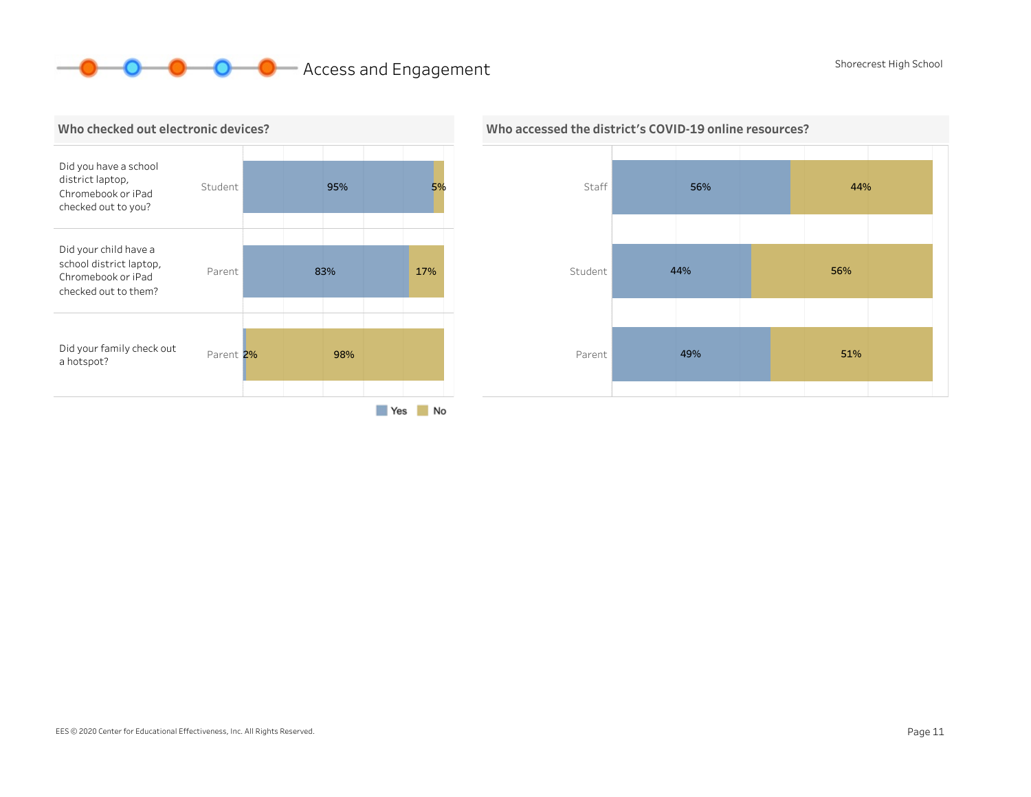# Access and Engagement

Shorecrest High School

## Who checked out electronic devices?

| Question | Respondent | Yes | No |
|---|---|---|---|
| Did you have a school district laptop, Chromebook or iPad checked out to you? | Student | 95% | 5% |
| Did your child have a school district laptop, Chromebook or iPad checked out to them? | Parent | 83% | 17% |
| Did your family check out a hotspot? | Parent | 2% | 98% |

## Who accessed the district's COVID-19 online resources?

| Respondent | Yes | No |
|---|---|---|
| Staff | 56% | 44% |
| Student | 44% | 56% |
| Parent | 49% | 51% |

EES © 2020 Center for Educational Effectiveness, Inc. All Rights Reserved.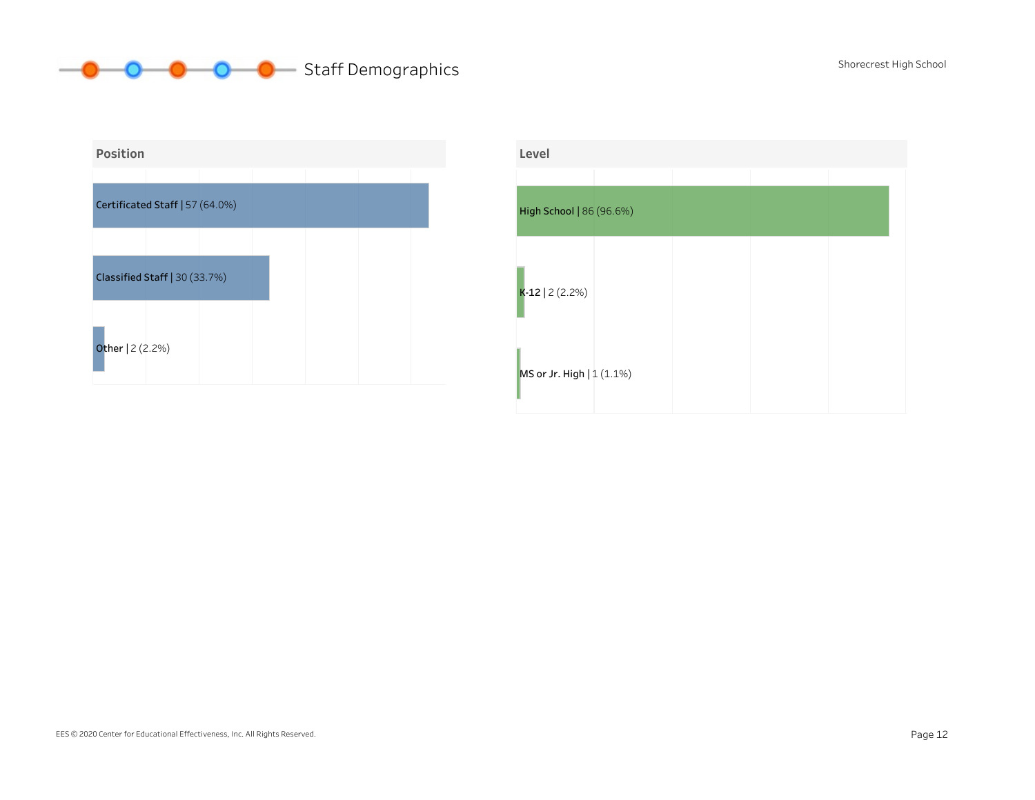# Staff Demographics

Shorecrest High School

## Position

- Certificated Staff | 57 (64.0%)
- Classified Staff | 30 (33.7%)
- Other | 2 (2.2%)

## Level

- High School | 86 (96.6%)
- K-12 | 2 (2.2%)
- MS or Jr. High | 1 (1.1%)

EES © 2020 Center for Educational Effectiveness, Inc. All Rights Reserved.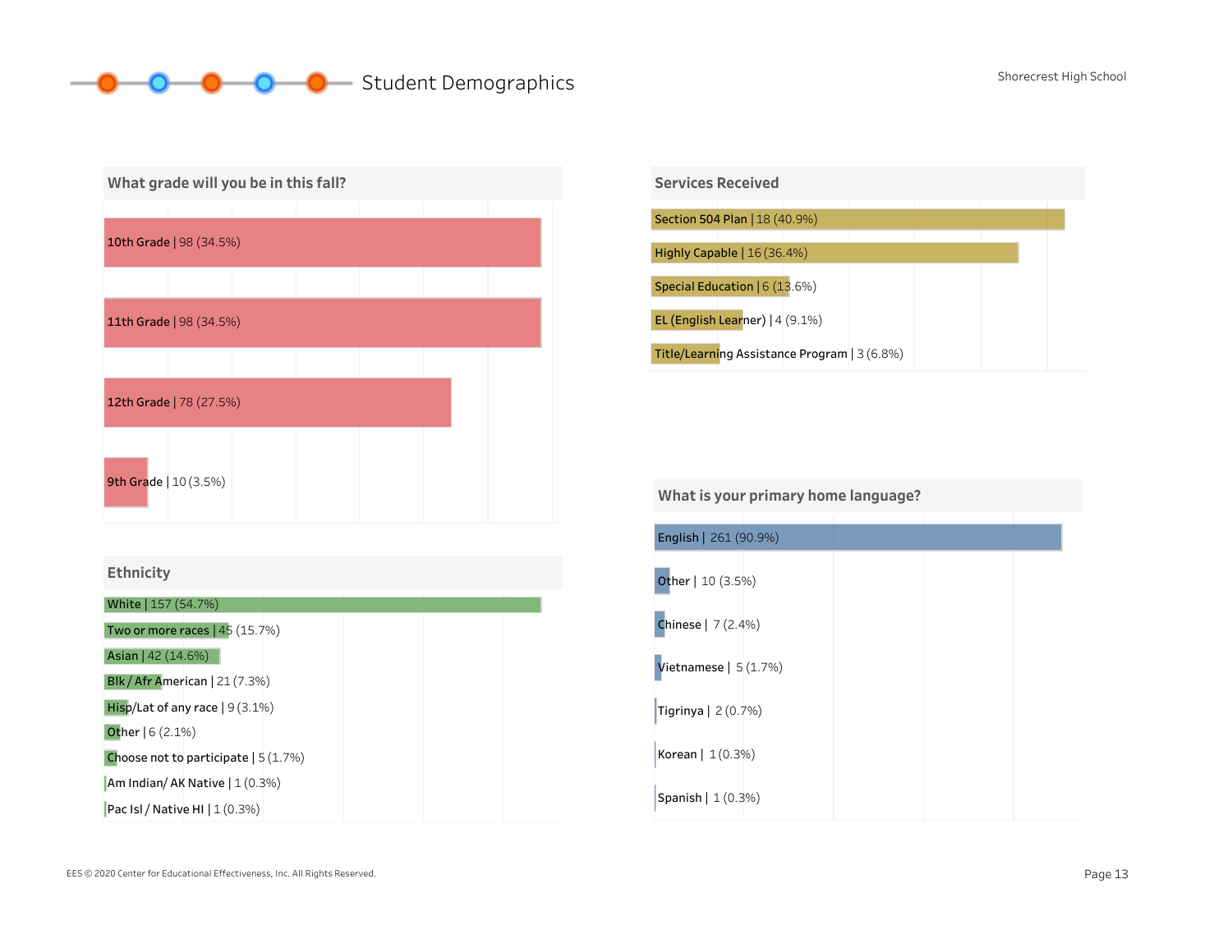# Student Demographics

Shorecrest High School

## What grade will you be in this fall?

| Grade | Count | Percent |
|---|---|---|
| 10th Grade | 98 | 34.5% |
| 11th Grade | 98 | 34.5% |
| 12th Grade | 78 | 27.5% |
| 9th Grade | 10 | 3.5% |

## Services Received

| Service | Count | Percent |
|---|---|---|
| Section 504 Plan | 18 | 40.9% |
| Highly Capable | 16 | 36.4% |
| Special Education | 6 | 13.6% |
| EL (English Learner) | 4 | 9.1% |
| Title/Learning Assistance Program | 3 | 6.8% |

## Ethnicity

| Ethnicity | Count | Percent |
|---|---|---|
| White | 157 | 54.7% |
| Two or more races | 45 | 15.7% |
| Asian | 42 | 14.6% |
| Blk / Afr American | 21 | 7.3% |
| Hisp/Lat of any race | 9 | 3.1% |
| Other | 6 | 2.1% |
| Choose not to participate | 5 | 1.7% |
| Am Indian/ AK Native | 1 | 0.3% |
| Pac Isl / Native HI | 1 | 0.3% |

## What is your primary home language?

| Language | Count | Percent |
|---|---|---|
| English | 261 | 90.9% |
| Other | 10 | 3.5% |
| Chinese | 7 | 2.4% |
| Vietnamese | 5 | 1.7% |
| Tigrinya | 2 | 0.7% |
| Korean | 1 | 0.3% |
| Spanish | 1 | 0.3% |

EES © 2020 Center for Educational Effectiveness, Inc. All Rights Reserved.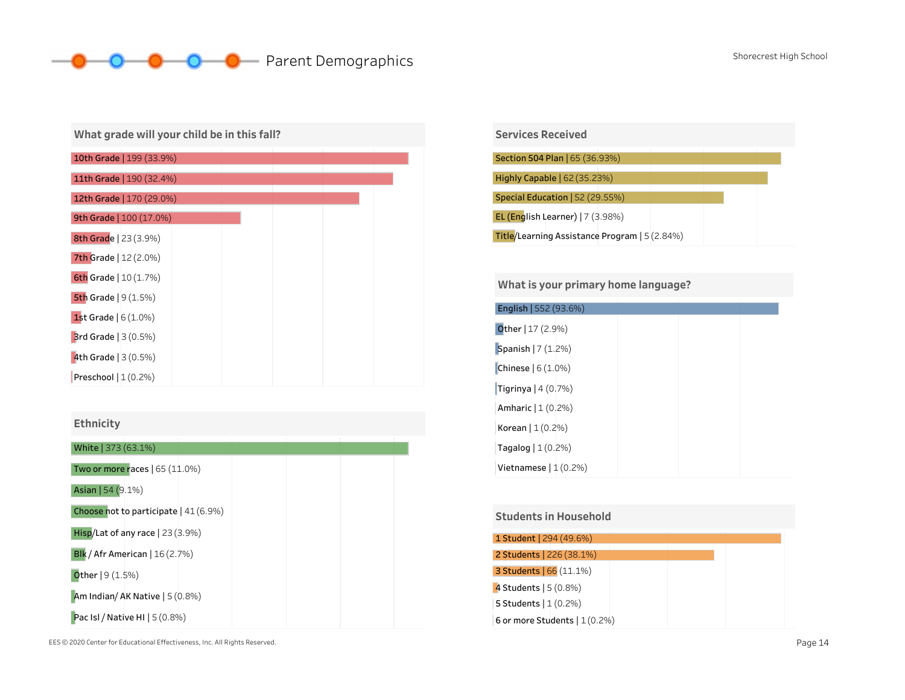# Parent Demographics

Shorecrest High School

## What grade will your child be in this fall?

10th Grade | 199 (33.9%)
11th Grade | 190 (32.4%)
12th Grade | 170 (29.0%)
9th Grade | 100 (17.0%)
8th Grade | 23 (3.9%)
7th Grade | 12 (2.0%)
6th Grade | 10 (1.7%)
5th Grade | 9 (1.5%)
1st Grade | 6 (1.0%)
3rd Grade | 3 (0.5%)
4th Grade | 3 (0.5%)
Preschool | 1 (0.2%)

## Ethnicity

White | 373 (63.1%)
Two or more races | 65 (11.0%)
Asian | 54 (9.1%)
Choose not to participate | 41 (6.9%)
Hisp/Lat of any race | 23 (3.9%)
Blk / Afr American | 16 (2.7%)
Other | 9 (1.5%)
Am Indian/ AK Native | 5 (0.8%)
Pac Isl / Native HI | 5 (0.8%)

## Services Received

Section 504 Plan | 65 (36.93%)
Highly Capable | 62 (35.23%)
Special Education | 52 (29.55%)
EL (English Learner) | 7 (3.98%)
Title/Learning Assistance Program | 5 (2.84%)

## What is your primary home language?

English | 552 (93.6%)
Other | 17 (2.9%)
Spanish | 7 (1.2%)
Chinese | 6 (1.0%)
Tigrinya | 4 (0.7%)
Amharic | 1 (0.2%)
Korean | 1 (0.2%)
Tagalog | 1 (0.2%)
Vietnamese | 1 (0.2%)

## Students in Household

1 Student | 294 (49.6%)
2 Students | 226 (38.1%)
3 Students | 66 (11.1%)
4 Students | 5 (0.8%)
5 Students | 1 (0.2%)
6 or more Students | 1 (0.2%)

EES © 2020 Center for Educational Effectiveness, Inc. All Rights Reserved.